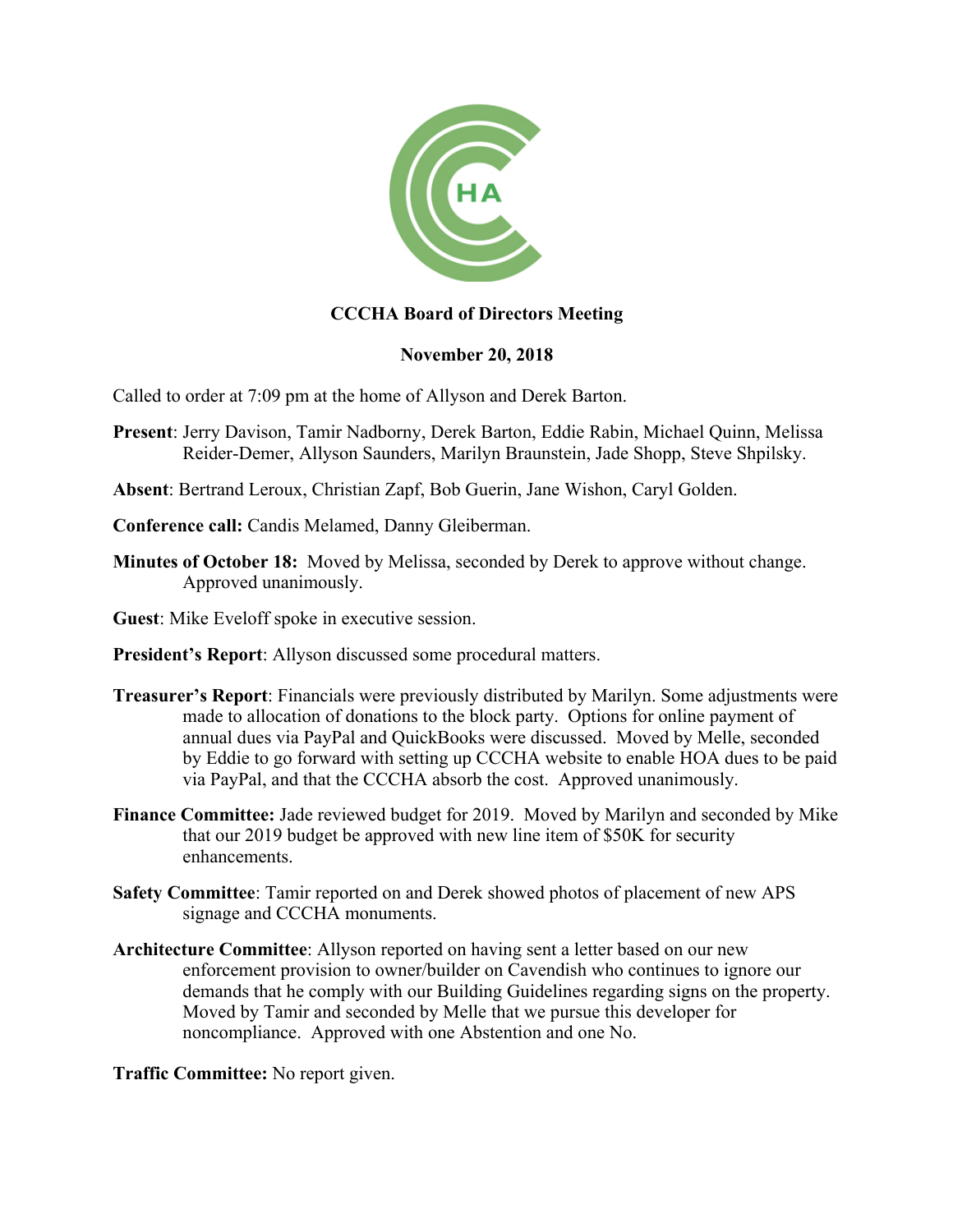**CCCHA Board of Directors Meeting**

**November 20, 2018**

Called to order at 7:09 pm at the home of Allyson and Derek Barton.

**Present**: Jerry Davison, Tamir Nadborny, Derek Barton, Eddie Rabin, Michael Quinn, Melissa Reider-Demer, Allyson Saunders, Marilyn Braunstein, Jade Shopp, Steve Shpilsky.

**Absent**: Bertrand Leroux, Christian Zapf, Bob Guerin, Jane Wishon, Caryl Golden.

**Conference call:** Candis Melamed, Danny Gleiberman.

**Minutes of October 18:** Moved by Melissa, seconded by Derek to approve without change. Approved unanimously.

**Guest**: Mike Eveloff spoke in executive session.

**President's Report**: Allyson discussed some procedural matters.

**Treasurer's Report**: Financials were previously distributed by Marilyn. Some adjustments were made to allocation of donations to the block party. Options for online payment of annual dues via PayPal and QuickBooks were discussed. Moved by Melle, seconded by Eddie to go forward with setting up CCCHA website to enable HOA dues to be paid via PayPal, and that the CCCHA absorb the cost. Approved unanimously.

**Finance Committee:** Jade reviewed budget for 2019. Moved by Marilyn and seconded by Mike that our 2019 budget be approved with new line item of $50K for security enhancements.

**Safety Committee**: Tamir reported on and Derek showed photos of placement of new APS signage and CCCHA monuments.

**Architecture Committee**: Allyson reported on having sent a letter based on our new enforcement provision to owner/builder on Cavendish who continues to ignore our demands that he comply with our Building Guidelines regarding signs on the property. Moved by Tamir and seconded by Melle that we pursue this developer for noncompliance. Approved with one Abstention and one No.

**Traffic Committee:** No report given.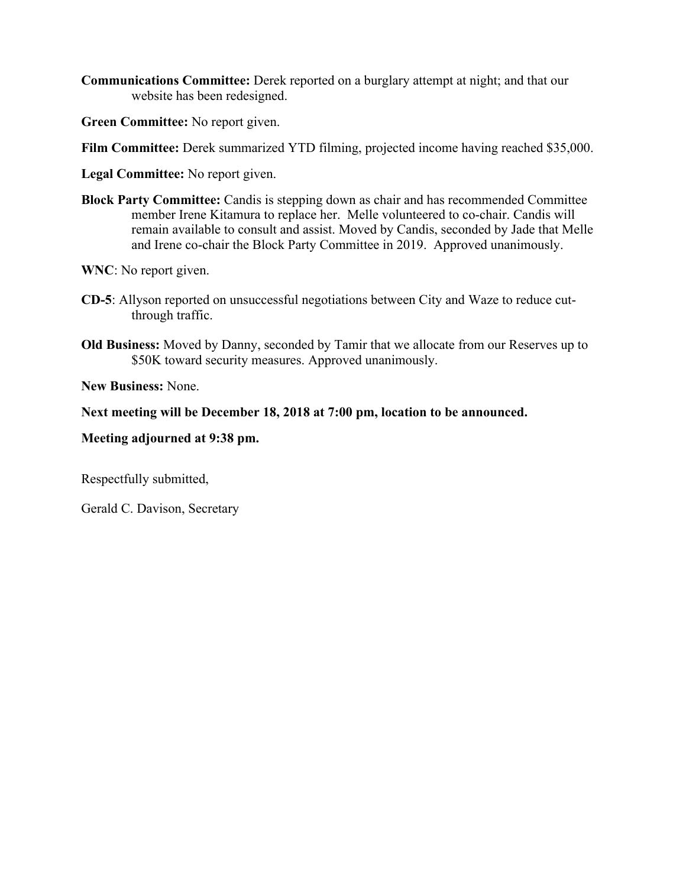**Communications Committee:** Derek reported on a burglary attempt at night; and that our website has been redesigned.

**Green Committee:** No report given.

**Film Committee:** Derek summarized YTD filming, projected income having reached $35,000.

**Legal Committee:** No report given.

**Block Party Committee:** Candis is stepping down as chair and has recommended Committee member Irene Kitamura to replace her. Melle volunteered to co-chair. Candis will remain available to consult and assist. Moved by Candis, seconded by Jade that Melle and Irene co-chair the Block Party Committee in 2019. Approved unanimously.

**WNC**: No report given.

**CD-5**: Allyson reported on unsuccessful negotiations between City and Waze to reduce cut-through traffic.

**Old Business:** Moved by Danny, seconded by Tamir that we allocate from our Reserves up to $50K toward security measures. Approved unanimously.

**New Business:** None.

**Next meeting will be December 18, 2018 at 7:00 pm, location to be announced.**

**Meeting adjourned at 9:38 pm.**

Respectfully submitted,

Gerald C. Davison, Secretary